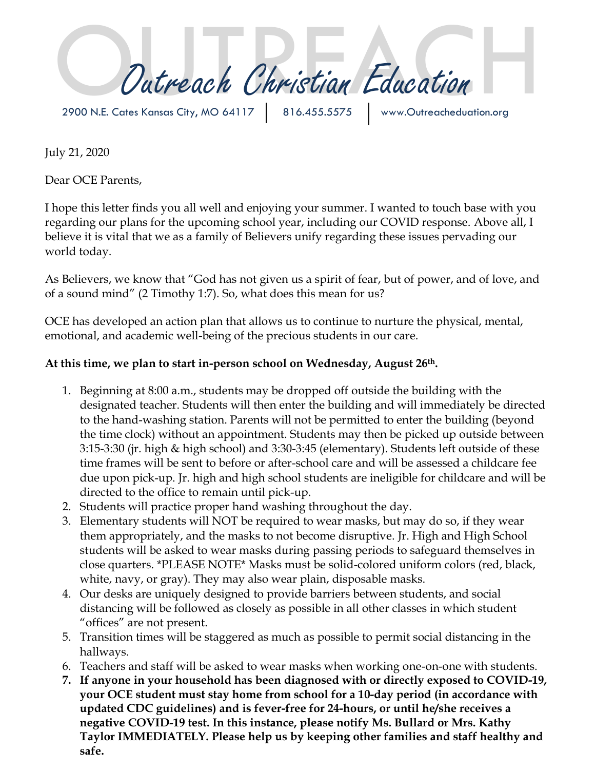# Outreach Christian Education

2900 N.E. Cates Kansas City, MO 64117 | 816.455.5575 | www.Outreacheduation.org

July 21, 2020

Dear OCE Parents,

I hope this letter finds you all well and enjoying your summer. I wanted to touch base with you regarding our plans for the upcoming school year, including our COVID response. Above all, I believe it is vital that we as a family of Believers unify regarding these issues pervading our world today.

As Believers, we know that "God has not given us a spirit of fear, but of power, and of love, and of a sound mind" (2 Timothy 1:7). So, what does this mean for us?

OCE has developed an action plan that allows us to continue to nurture the physical, mental, emotional, and academic well-being of the precious students in our care.

**At this time, we plan to start in-person school on Wednesday, August 26th.**

1. Beginning at 8:00 a.m., students may be dropped off outside the building with the designated teacher. Students will then enter the building and will immediately be directed to the hand-washing station. Parents will not be permitted to enter the building (beyond the time clock) without an appointment. Students may then be picked up outside between 3:15-3:30 (jr. high & high school) and 3:30-3:45 (elementary). Students left outside of these time frames will be sent to before or after-school care and will be assessed a childcare fee due upon pick-up. Jr. high and high school students are ineligible for childcare and will be directed to the office to remain until pick-up.
2. Students will practice proper hand washing throughout the day.
3. Elementary students will NOT be required to wear masks, but may do so, if they wear them appropriately, and the masks to not become disruptive. Jr. High and High School students will be asked to wear masks during passing periods to safeguard themselves in close quarters. *PLEASE NOTE* Masks must be solid-colored uniform colors (red, black, white, navy, or gray). They may also wear plain, disposable masks.
4. Our desks are uniquely designed to provide barriers between students, and social distancing will be followed as closely as possible in all other classes in which student "offices" are not present.
5. Transition times will be staggered as much as possible to permit social distancing in the hallways.
6. Teachers and staff will be asked to wear masks when working one-on-one with students.
7. **If anyone in your household has been diagnosed with or directly exposed to COVID-19, your OCE student must stay home from school for a 10-day period (in accordance with updated CDC guidelines) and is fever-free for 24-hours, or until he/she receives a negative COVID-19 test. In this instance, please notify Ms. Bullard or Mrs. Kathy Taylor IMMEDIATELY. Please help us by keeping other families and staff healthy and safe.**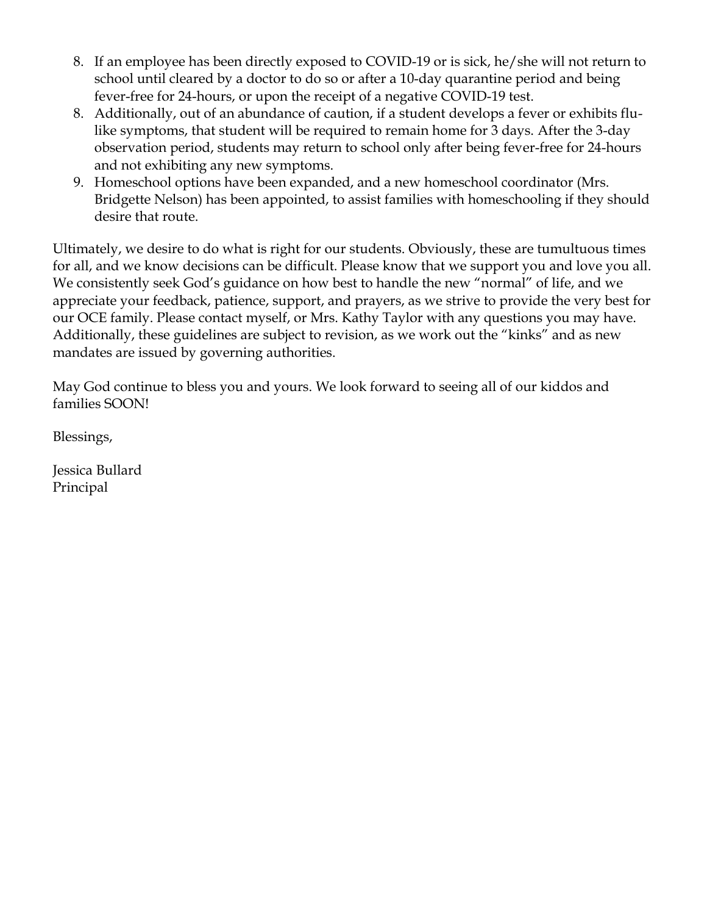8. If an employee has been directly exposed to COVID-19 or is sick, he/she will not return to school until cleared by a doctor to do so or after a 10-day quarantine period and being fever-free for 24-hours, or upon the receipt of a negative COVID-19 test.
8. Additionally, out of an abundance of caution, if a student develops a fever or exhibits flu-like symptoms, that student will be required to remain home for 3 days. After the 3-day observation period, students may return to school only after being fever-free for 24-hours and not exhibiting any new symptoms.
9. Homeschool options have been expanded, and a new homeschool coordinator (Mrs. Bridgette Nelson) has been appointed, to assist families with homeschooling if they should desire that route.

Ultimately, we desire to do what is right for our students. Obviously, these are tumultuous times for all, and we know decisions can be difficult. Please know that we support you and love you all. We consistently seek God's guidance on how best to handle the new "normal" of life, and we appreciate your feedback, patience, support, and prayers, as we strive to provide the very best for our OCE family. Please contact myself, or Mrs. Kathy Taylor with any questions you may have. Additionally, these guidelines are subject to revision, as we work out the "kinks" and as new mandates are issued by governing authorities.

May God continue to bless you and yours. We look forward to seeing all of our kiddos and families SOON!

Blessings,

Jessica Bullard
Principal